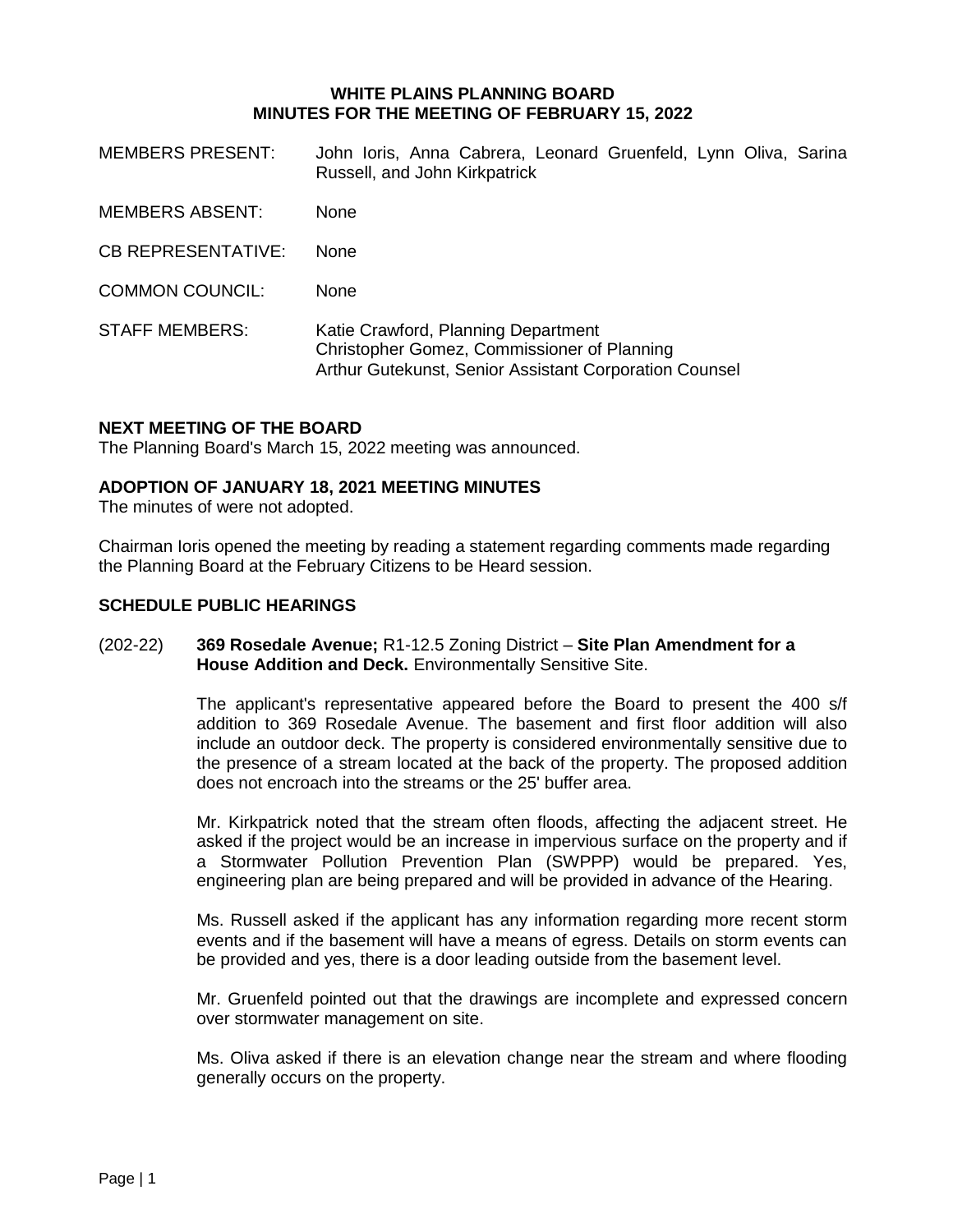# WHITE PLAINS PLANNING BOARD
## MINUTES FOR THE MEETING OF FEBRUARY 15, 2022

MEMBERS PRESENT: John Ioris, Anna Cabrera, Leonard Gruenfeld, Lynn Oliva, Sarina Russell, and John Kirkpatrick

MEMBERS ABSENT: None

CB REPRESENTATIVE: None

COMMON COUNCIL: None

STAFF MEMBERS: Katie Crawford, Planning Department
Christopher Gomez, Commissioner of Planning
Arthur Gutekunst, Senior Assistant Corporation Counsel

### NEXT MEETING OF THE BOARD

The Planning Board's March 15, 2022 meeting was announced.

### ADOPTION OF JANUARY 18, 2021 MEETING MINUTES

The minutes of were not adopted.

Chairman Ioris opened the meeting by reading a statement regarding comments made regarding the Planning Board at the February Citizens to be Heard session.

### SCHEDULE PUBLIC HEARINGS

(202-22) **369 Rosedale Avenue;** R1-12.5 Zoning District – **Site Plan Amendment for a House Addition and Deck.** Environmentally Sensitive Site.

The applicant's representative appeared before the Board to present the 400 s/f addition to 369 Rosedale Avenue. The basement and first floor addition will also include an outdoor deck. The property is considered environmentally sensitive due to the presence of a stream located at the back of the property. The proposed addition does not encroach into the streams or the 25' buffer area.

Mr. Kirkpatrick noted that the stream often floods, affecting the adjacent street. He asked if the project would be an increase in impervious surface on the property and if a Stormwater Pollution Prevention Plan (SWPPP) would be prepared. Yes, engineering plan are being prepared and will be provided in advance of the Hearing.

Ms. Russell asked if the applicant has any information regarding more recent storm events and if the basement will have a means of egress. Details on storm events can be provided and yes, there is a door leading outside from the basement level.

Mr. Gruenfeld pointed out that the drawings are incomplete and expressed concern over stormwater management on site.

Ms. Oliva asked if there is an elevation change near the stream and where flooding generally occurs on the property.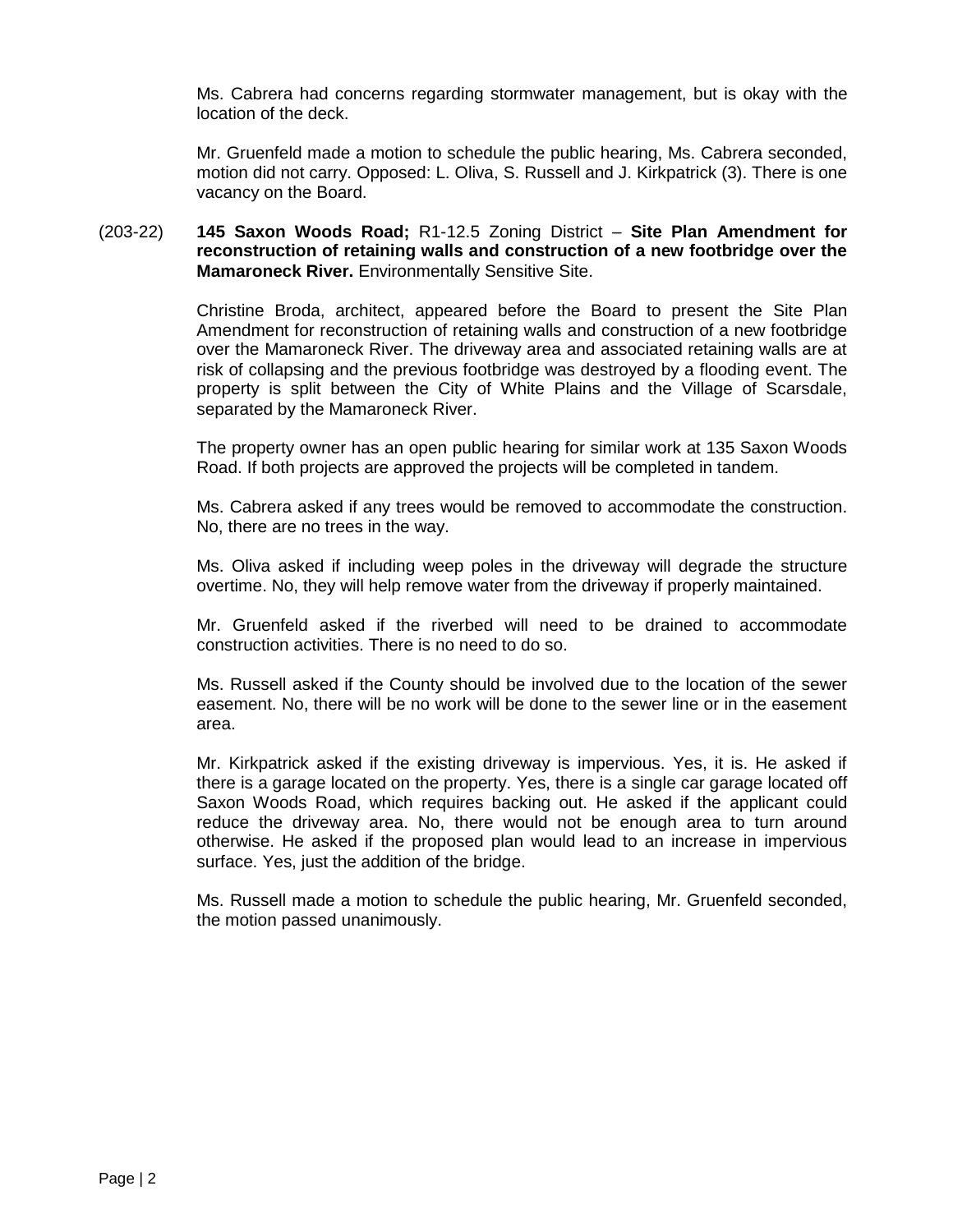Ms. Cabrera had concerns regarding stormwater management, but is okay with the location of the deck.

Mr. Gruenfeld made a motion to schedule the public hearing, Ms. Cabrera seconded, motion did not carry. Opposed: L. Oliva, S. Russell and J. Kirkpatrick (3). There is one vacancy on the Board.

(203-22) **145 Saxon Woods Road;** R1-12.5 Zoning District – **Site Plan Amendment for reconstruction of retaining walls and construction of a new footbridge over the Mamaroneck River.** Environmentally Sensitive Site.

Christine Broda, architect, appeared before the Board to present the Site Plan Amendment for reconstruction of retaining walls and construction of a new footbridge over the Mamaroneck River. The driveway area and associated retaining walls are at risk of collapsing and the previous footbridge was destroyed by a flooding event. The property is split between the City of White Plains and the Village of Scarsdale, separated by the Mamaroneck River.

The property owner has an open public hearing for similar work at 135 Saxon Woods Road. If both projects are approved the projects will be completed in tandem.

Ms. Cabrera asked if any trees would be removed to accommodate the construction. No, there are no trees in the way.

Ms. Oliva asked if including weep poles in the driveway will degrade the structure overtime. No, they will help remove water from the driveway if properly maintained.

Mr. Gruenfeld asked if the riverbed will need to be drained to accommodate construction activities. There is no need to do so.

Ms. Russell asked if the County should be involved due to the location of the sewer easement. No, there will be no work will be done to the sewer line or in the easement area.

Mr. Kirkpatrick asked if the existing driveway is impervious. Yes, it is. He asked if there is a garage located on the property. Yes, there is a single car garage located off Saxon Woods Road, which requires backing out. He asked if the applicant could reduce the driveway area. No, there would not be enough area to turn around otherwise. He asked if the proposed plan would lead to an increase in impervious surface. Yes, just the addition of the bridge.

Ms. Russell made a motion to schedule the public hearing, Mr. Gruenfeld seconded, the motion passed unanimously.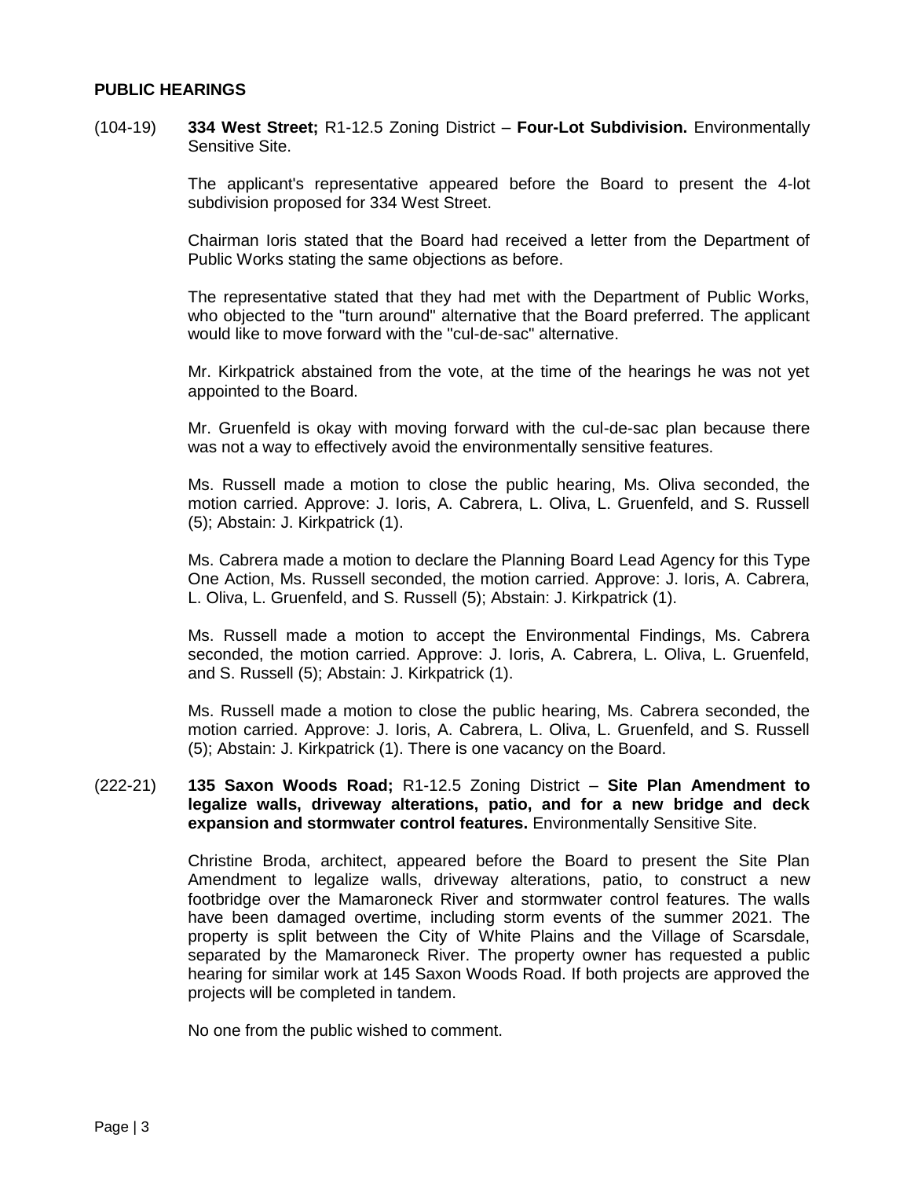## PUBLIC HEARINGS

(104-19) **334 West Street;** R1-12.5 Zoning District – **Four-Lot Subdivision.** Environmentally Sensitive Site.

The applicant's representative appeared before the Board to present the 4-lot subdivision proposed for 334 West Street.

Chairman Ioris stated that the Board had received a letter from the Department of Public Works stating the same objections as before.

The representative stated that they had met with the Department of Public Works, who objected to the "turn around" alternative that the Board preferred. The applicant would like to move forward with the "cul-de-sac" alternative.

Mr. Kirkpatrick abstained from the vote, at the time of the hearings he was not yet appointed to the Board.

Mr. Gruenfeld is okay with moving forward with the cul-de-sac plan because there was not a way to effectively avoid the environmentally sensitive features.

Ms. Russell made a motion to close the public hearing, Ms. Oliva seconded, the motion carried. Approve: J. Ioris, A. Cabrera, L. Oliva, L. Gruenfeld, and S. Russell (5); Abstain: J. Kirkpatrick (1).

Ms. Cabrera made a motion to declare the Planning Board Lead Agency for this Type One Action, Ms. Russell seconded, the motion carried. Approve: J. Ioris, A. Cabrera, L. Oliva, L. Gruenfeld, and S. Russell (5); Abstain: J. Kirkpatrick (1).

Ms. Russell made a motion to accept the Environmental Findings, Ms. Cabrera seconded, the motion carried. Approve: J. Ioris, A. Cabrera, L. Oliva, L. Gruenfeld, and S. Russell (5); Abstain: J. Kirkpatrick (1).

Ms. Russell made a motion to close the public hearing, Ms. Cabrera seconded, the motion carried. Approve: J. Ioris, A. Cabrera, L. Oliva, L. Gruenfeld, and S. Russell (5); Abstain: J. Kirkpatrick (1). There is one vacancy on the Board.

(222-21) **135 Saxon Woods Road;** R1-12.5 Zoning District – **Site Plan Amendment to legalize walls, driveway alterations, patio, and for a new bridge and deck expansion and stormwater control features.** Environmentally Sensitive Site.

Christine Broda, architect, appeared before the Board to present the Site Plan Amendment to legalize walls, driveway alterations, patio, to construct a new footbridge over the Mamaroneck River and stormwater control features. The walls have been damaged overtime, including storm events of the summer 2021. The property is split between the City of White Plains and the Village of Scarsdale, separated by the Mamaroneck River. The property owner has requested a public hearing for similar work at 145 Saxon Woods Road. If both projects are approved the projects will be completed in tandem.

No one from the public wished to comment.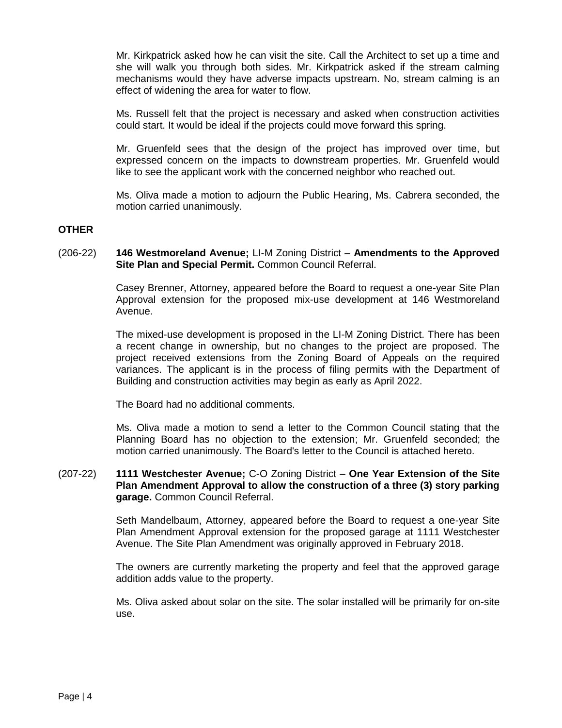Mr. Kirkpatrick asked how he can visit the site. Call the Architect to set up a time and she will walk you through both sides. Mr. Kirkpatrick asked if the stream calming mechanisms would they have adverse impacts upstream. No, stream calming is an effect of widening the area for water to flow.

Ms. Russell felt that the project is necessary and asked when construction activities could start. It would be ideal if the projects could move forward this spring.

Mr. Gruenfeld sees that the design of the project has improved over time, but expressed concern on the impacts to downstream properties. Mr. Gruenfeld would like to see the applicant work with the concerned neighbor who reached out.

Ms. Oliva made a motion to adjourn the Public Hearing, Ms. Cabrera seconded, the motion carried unanimously.

**OTHER**

(206-22) **146 Westmoreland Avenue;** LI-M Zoning District – **Amendments to the Approved Site Plan and Special Permit.** Common Council Referral.

Casey Brenner, Attorney, appeared before the Board to request a one-year Site Plan Approval extension for the proposed mix-use development at 146 Westmoreland Avenue.

The mixed-use development is proposed in the LI-M Zoning District. There has been a recent change in ownership, but no changes to the project are proposed. The project received extensions from the Zoning Board of Appeals on the required variances. The applicant is in the process of filing permits with the Department of Building and construction activities may begin as early as April 2022.

The Board had no additional comments.

Ms. Oliva made a motion to send a letter to the Common Council stating that the Planning Board has no objection to the extension; Mr. Gruenfeld seconded; the motion carried unanimously. The Board's letter to the Council is attached hereto.

(207-22) **1111 Westchester Avenue;** C-O Zoning District – **One Year Extension of the Site Plan Amendment Approval to allow the construction of a three (3) story parking garage.** Common Council Referral.

Seth Mandelbaum, Attorney, appeared before the Board to request a one-year Site Plan Amendment Approval extension for the proposed garage at 1111 Westchester Avenue. The Site Plan Amendment was originally approved in February 2018.

The owners are currently marketing the property and feel that the approved garage addition adds value to the property.

Ms. Oliva asked about solar on the site. The solar installed will be primarily for on-site use.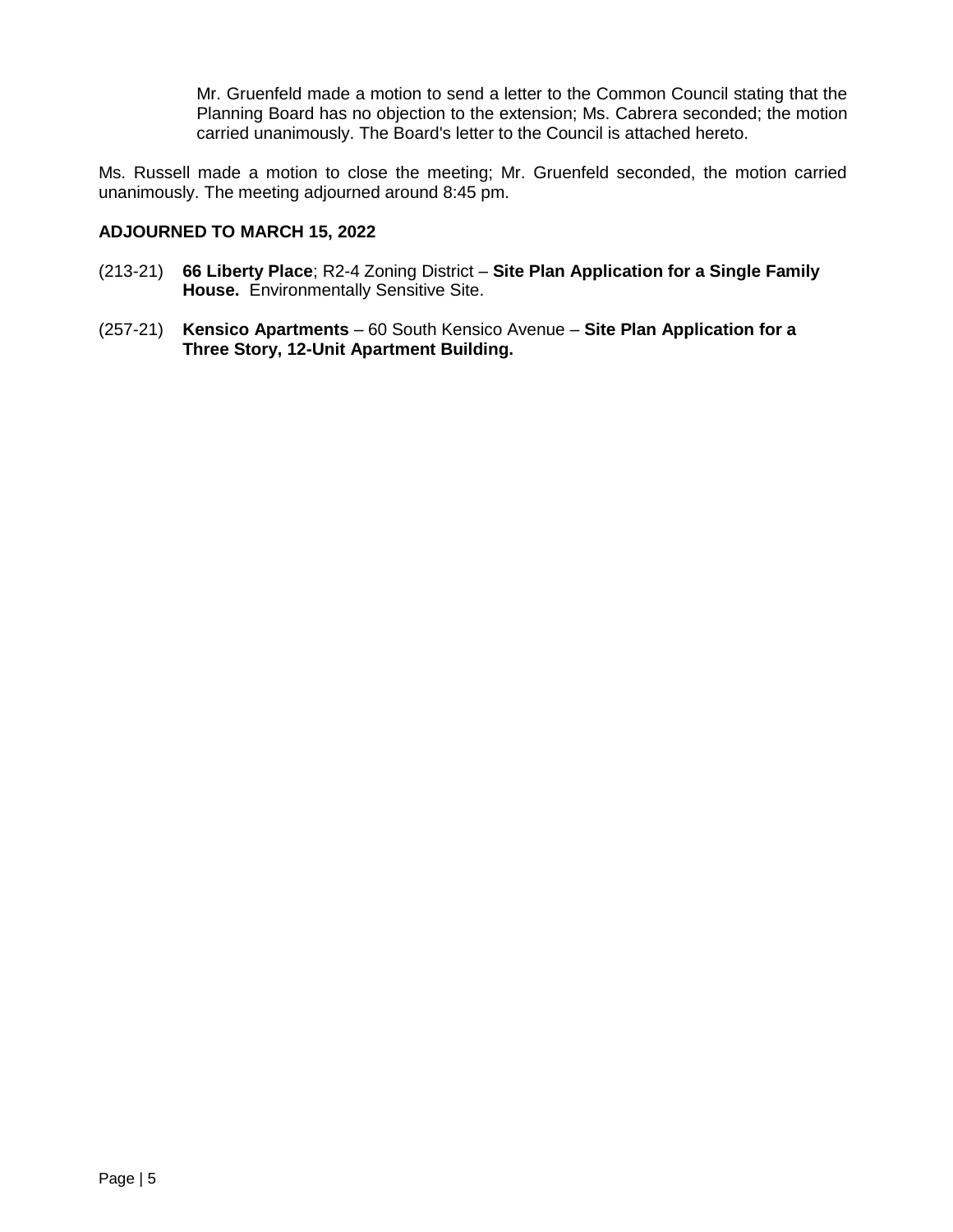Mr. Gruenfeld made a motion to send a letter to the Common Council stating that the Planning Board has no objection to the extension; Ms. Cabrera seconded; the motion carried unanimously. The Board's letter to the Council is attached hereto.

Ms. Russell made a motion to close the meeting; Mr. Gruenfeld seconded, the motion carried unanimously. The meeting adjourned around 8:45 pm.

**ADJOURNED TO MARCH 15, 2022**

(213-21) **66 Liberty Place**; R2-4 Zoning District – **Site Plan Application for a Single Family House.** Environmentally Sensitive Site.

(257-21) **Kensico Apartments** – 60 South Kensico Avenue – **Site Plan Application for a Three Story, 12-Unit Apartment Building.**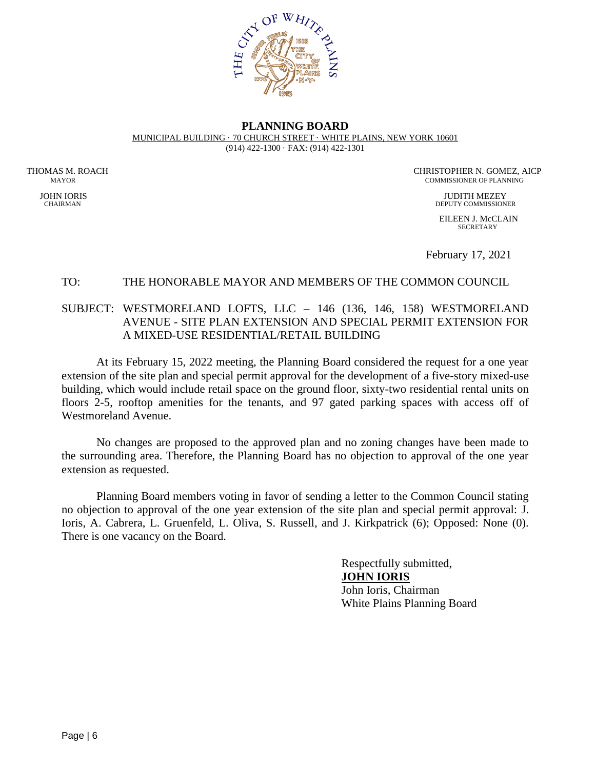**PLANNING BOARD**

MUNICIPAL BUILDING · 70 CHURCH STREET · WHITE PLAINS, NEW YORK 10601

(914) 422-1300 · FAX: (914) 422-1301

THOMAS M. ROACH
MAYOR

JOHN IORIS
CHAIRMAN

CHRISTOPHER N. GOMEZ, AICP
COMMISSIONER OF PLANNING

JUDITH MEZEY
DEPUTY COMMISSIONER

EILEEN J. McCLAIN
SECRETARY

February 17, 2021

TO: THE HONORABLE MAYOR AND MEMBERS OF THE COMMON COUNCIL

SUBJECT: WESTMORELAND LOFTS, LLC – 146 (136, 146, 158) WESTMORELAND AVENUE - SITE PLAN EXTENSION AND SPECIAL PERMIT EXTENSION FOR A MIXED-USE RESIDENTIAL/RETAIL BUILDING

At its February 15, 2022 meeting, the Planning Board considered the request for a one year extension of the site plan and special permit approval for the development of a five-story mixed-use building, which would include retail space on the ground floor, sixty-two residential rental units on floors 2-5, rooftop amenities for the tenants, and 97 gated parking spaces with access off of Westmoreland Avenue.

No changes are proposed to the approved plan and no zoning changes have been made to the surrounding area. Therefore, the Planning Board has no objection to approval of the one year extension as requested.

Planning Board members voting in favor of sending a letter to the Common Council stating no objection to approval of the one year extension of the site plan and special permit approval: J. Ioris, A. Cabrera, L. Gruenfeld, L. Oliva, S. Russell, and J. Kirkpatrick (6); Opposed: None (0). There is one vacancy on the Board.

Respectfully submitted,
**JOHN IORIS**
John Ioris, Chairman
White Plains Planning Board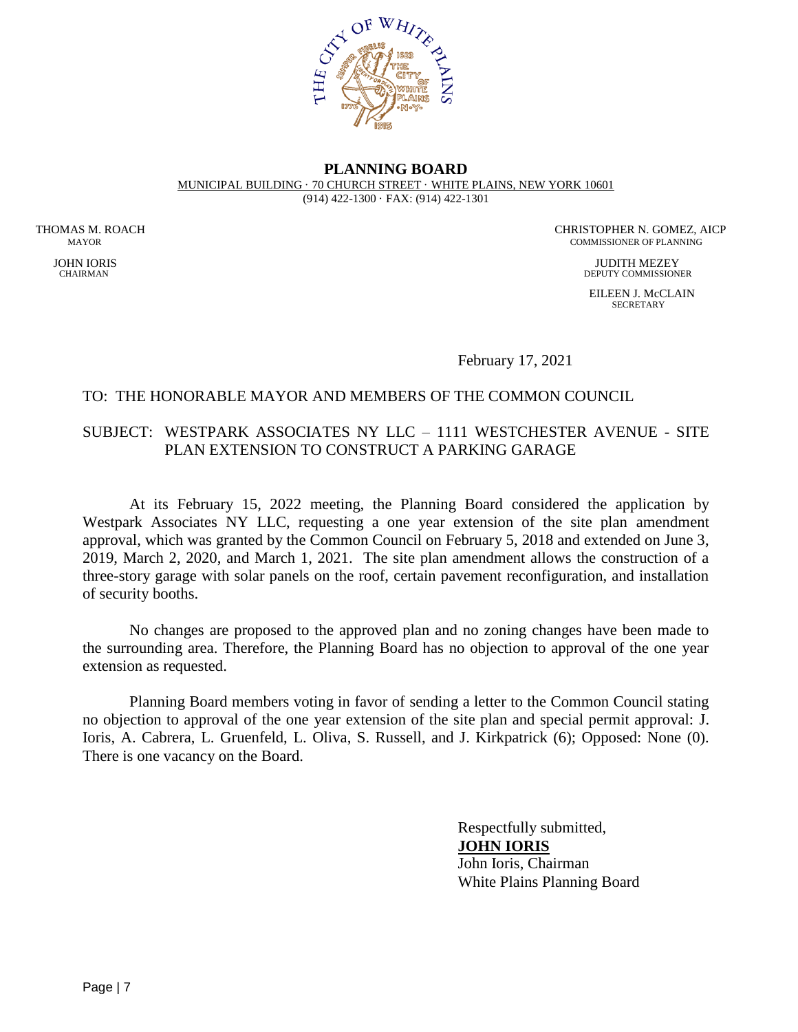**PLANNING BOARD**

MUNICIPAL BUILDING · 70 CHURCH STREET · WHITE PLAINS, NEW YORK 10601

(914) 422-1300 · FAX: (914) 422-1301

THOMAS M. ROACH
MAYOR

JOHN IORIS
CHAIRMAN

CHRISTOPHER N. GOMEZ, AICP
COMMISSIONER OF PLANNING

JUDITH MEZEY
DEPUTY COMMISSIONER

EILEEN J. McCLAIN
SECRETARY

February 17, 2021

TO: THE HONORABLE MAYOR AND MEMBERS OF THE COMMON COUNCIL

SUBJECT: WESTPARK ASSOCIATES NY LLC – 1111 WESTCHESTER AVENUE - SITE PLAN EXTENSION TO CONSTRUCT A PARKING GARAGE

At its February 15, 2022 meeting, the Planning Board considered the application by Westpark Associates NY LLC, requesting a one year extension of the site plan amendment approval, which was granted by the Common Council on February 5, 2018 and extended on June 3, 2019, March 2, 2020, and March 1, 2021. The site plan amendment allows the construction of a three-story garage with solar panels on the roof, certain pavement reconfiguration, and installation of security booths.

No changes are proposed to the approved plan and no zoning changes have been made to the surrounding area. Therefore, the Planning Board has no objection to approval of the one year extension as requested.

Planning Board members voting in favor of sending a letter to the Common Council stating no objection to approval of the one year extension of the site plan and special permit approval: J. Ioris, A. Cabrera, L. Gruenfeld, L. Oliva, S. Russell, and J. Kirkpatrick (6); Opposed: None (0). There is one vacancy on the Board.

Respectfully submitted,
**JOHN IORIS**
John Ioris, Chairman
White Plains Planning Board